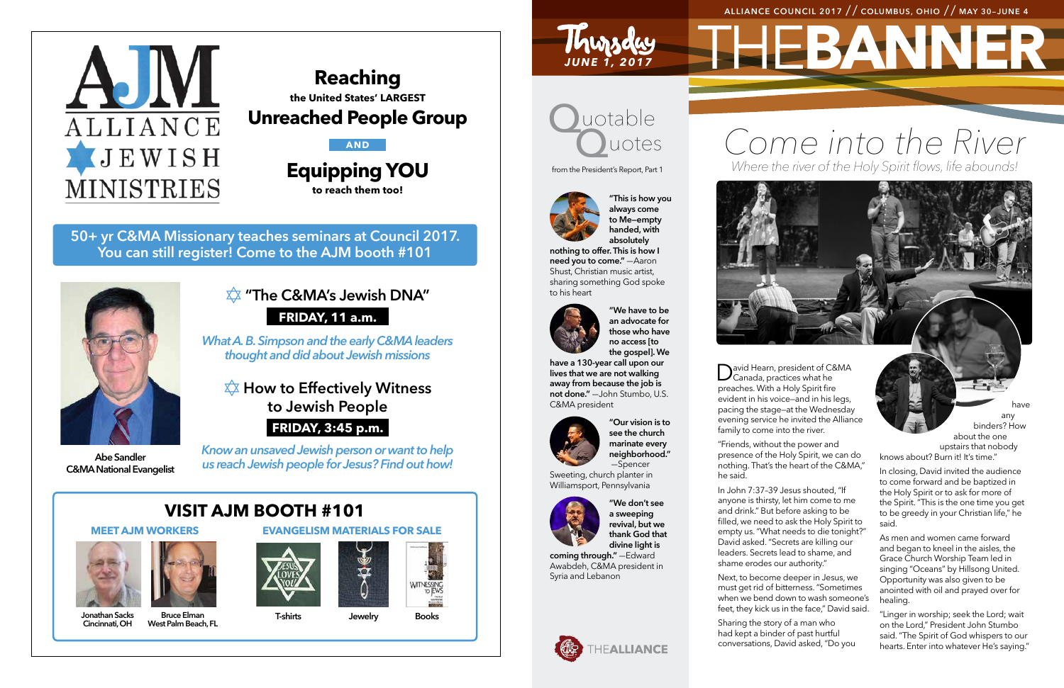# AJM ALLIANCE JEWISH MINISTRIES

## Reaching

**the United States' LARGEST**

## Unreached People Group

**AND**

## Equipping YOU

**to reach them too!**

**50+ yr C&MA Missionary teaches seminars at Council 2017. You can still register! Come to the AJM booth #101**

Abe Sandler
C&MA National Evangelist

### ✡ "The C&MA's Jewish DNA"

**FRIDAY, 11 a.m.**

*What A. B. Simpson and the early C&MA leaders thought and did about Jewish missions*

### ✡ How to Effectively Witness to Jewish People

**FRIDAY, 3:45 p.m.**

*Know an unsaved Jewish person or want to help us reach Jewish people for Jesus? Find out how!*

## VISIT AJM BOOTH #101

**MEET AJM WORKERS**

Jonathan Sacks
Cincinnati, OH

Bruce Elman
West Palm Beach, FL

**EVANGELISM MATERIALS FOR SALE**

T-shirts

Jewelry

Books

---

ALLIANCE COUNCIL 2017 // COLUMBUS, OHIO // MAY 30–JUNE 4

Thursday JUNE 1, 2017

# THE BANNER

## Quotable Quotes

from the President's Report, Part 1

**"This is how you always come to Me—empty handed, with absolutely nothing to offer. This is how I need you to come."** —Aaron Shust, Christian music artist, sharing something God spoke to his heart

**"We have to be an advocate for those who have no access [to the gospel]. We have a 130-year call upon our lives that we are not walking away from because the job is not done."** —John Stumbo, U.S. C&MA president

**"Our vision is to see the church marinate every neighborhood."** —Spencer Sweeting, church planter in Williamsport, Pennsylvania

**"We don't see a sweeping revival, but we thank God that divine light is coming through."** —Edward Awabdeh, C&MA president in Syria and Lebanon

THE ALLIANCE

# Come into the River

*Where the river of the Holy Spirit flows, life abounds!*

David Hearn, president of C&MA Canada, practices what he preaches. With a Holy Spirit fire evident in his voice—and in his legs, pacing the stage—at the Wednesday evening service he invited the Alliance family to come into the river.

"Friends, without the power and presence of the Holy Spirit, we can do nothing. That's the heart of the C&MA," he said.

In John 7:37-39 Jesus shouted, "If anyone is thirsty, let him come to me and drink." But before asking to be filled, we need to ask the Holy Spirit to empty us. "What needs to die tonight?" David asked. "Secrets are killing our leaders. Secrets lead to shame, and shame erodes our authority."

Next, to become deeper in Jesus, we must get rid of bitterness. "Sometimes when we bend down to wash someone's feet, they kick us in the face," David said.

Sharing the story of a man who had kept a binder of past hurtful conversations, David asked, "Do you have any binders? How about the one upstairs that nobody knows about? Burn it! It's time."

In closing, David invited the audience to come forward and be baptized in the Holy Spirit or to ask for more of the Spirit. "This is the one time you get to be greedy in your Christian life," he said.

As men and women came forward and began to kneel in the aisles, the Grace Church Worship Team led in singing "Oceans" by Hillsong United. Opportunity was also given to be anointed with oil and prayed over for healing.

"Linger in worship; seek the Lord; wait on the Lord," President John Stumbo said. "The Spirit of God whispers to our hearts. Enter into whatever He's saying."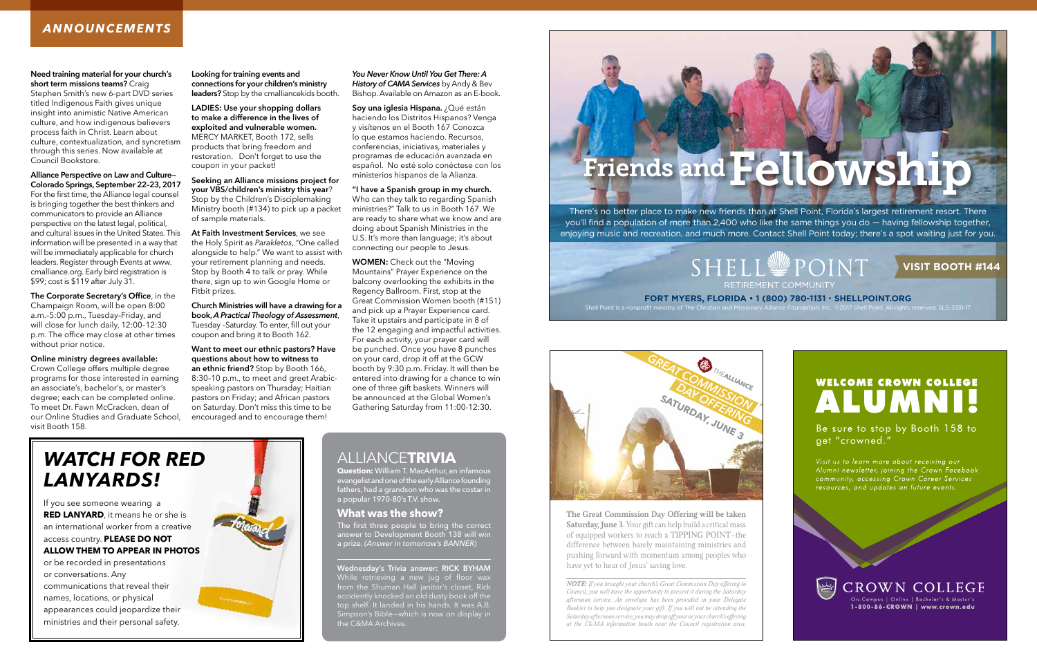## ANNOUNCEMENTS

**Need training material for your church's short term missions teams?** Craig Stephen Smith's new 6-part DVD series titled Indigenous Faith gives unique insight into animistic Native American culture, and how indigenous believers process faith in Christ. Learn about culture, contextualization, and syncretism through this series. Now available at Council Bookstore.

**Alliance Perspective on Law and Culture—Colorado Springs, September 22–23, 2017** For the first time, the Alliance legal counsel is bringing together the best thinkers and communicators to provide an Alliance perspective on the latest legal, political, and cultural issues in the United States. This information will be presented in a way that will be immediately applicable for church leaders. Register through Events at www.cmalliance.org. Early bird registration is $99; cost is $119 after July 31.

**The Corporate Secretary's Office**, in the Champaign Room, will be open 8:00 a.m.–5:00 p.m., Tuesday–Friday, and will close for lunch daily, 12:00–12:30 p.m. The office may close at other times without prior notice.

**Online ministry degrees available:** Crown College offers multiple degree programs for those interested in earning an associate's, bachelor's, or master's degree; each can be completed online. To meet Dr. Fawn McCracken, dean of our Online Studies and Graduate School, visit Booth 158.

**Looking for training events and connections for your children's ministry leaders?** Stop by the cmalliancekids booth.

**LADIES: Use your shopping dollars to make a difference in the lives of exploited and vulnerable women.** MERCY MARKET, Booth 172, sells products that bring freedom and restoration. Don't forget to use the coupon in your packet!

**Seeking an Alliance missions project for your VBS/children's ministry this year**? Stop by the Children's Disciplemaking Ministry booth (#134) to pick up a packet of sample materials.

**At Faith Investment Services**, we see the Holy Spirit as *Parakletos*, "One called alongside to help." We want to assist with your retirement planning and needs. Stop by Booth 4 to talk or pray. While there, sign up to win Google Home or Fitbit prizes.

**Church Ministries will have a drawing for a book, *A Practical Theology of Assessment***, Tuesday–Saturday. To enter, fill out your coupon and bring it to Booth 162.

**Want to meet our ethnic pastors? Have questions about how to witness to an ethnic friend?** Stop by Booth 166, 8:30–10 p.m., to meet and greet Arabic-speaking pastors on Thursday; Haitian pastors on Friday; and African pastors on Saturday. Don't miss this time to be encouraged and to encourage them!

***You Never Know Until You Get There: A History of CAMA Services*** by Andy & Bev Bishop. Available on Amazon as an E-book.

**Soy una iglesia Hispana.** ¿Qué están haciendo los Distritos Hispanos? Venga y visítenos en el Booth 167 Conozca lo que estamos haciendo. Recursos, conferencias, iniciativas, materiales y programas de educación avanzada en español. No esté solo conéctese con los ministerios hispanos de la Alianza.

**"I have a Spanish group in my church.** Who can they talk to regarding Spanish ministries?" Talk to us in Booth 167. We are ready to share what we know and are doing about Spanish Ministries in the U.S. It's more than language; it's about connecting our people to Jesus.

**WOMEN:** Check out the "Moving Mountains" Prayer Experience on the balcony overlooking the exhibits in the Regency Ballroom. First, stop at the Great Commission Women booth (#151) and pick up a Prayer Experience card. Take it upstairs and participate in 8 of the 12 engaging and impactful activities. For each activity, your prayer card will be punched. Once you have 8 punches on your card, drop it off at the GCW booth by 9:30 p.m. Friday. It will then be entered into drawing for a chance to win one of three gift baskets. Winners will be announced at the Global Women's Gathering Saturday from 11:00-12:30.

## *WATCH FOR RED LANYARDS!*

If you see someone wearing a **RED LANYARD**, it means he or she is an international worker from a creative access country. **PLEASE DO NOT ALLOW THEM TO APPEAR IN PHOTOS** or be recorded in presentations or conversations. Any communications that reveal their names, locations, or physical appearances could jeopardize their ministries and their personal safety.

## ALLIANCE**TRIVIA**

**Question:** William T. MacArthur, an infamous evangelist and one of the early Alliance founding fathers, had a grandson who was the costar in a popular 1970-80's T.V. show.

### What was the show?

The first three people to bring the correct answer to Development Booth 138 will win a prize. *(Answer in tomorrow's BANNER)*

**Wednesday's Trivia answer: RICK BYHAM** While retrieving a new jug of floor wax from the Shuman Hall janitor's closet, Rick accidently knocked an old dusty book off the top shelf. It landed in his hands. It was A.B. Simpson's Bible—which is now on display in the C&MA Archives.

# Friends and Fellowship

There's no better place to make new friends than at Shell Point, Florida's largest retirement resort. There you'll find a population of more than 2,400 who like the same things you do — having fellowship together, enjoying music and recreation, and much more. Contact Shell Point today; there's a spot waiting just for you.

SHELL POINT RETIREMENT COMMUNITY

**VISIT BOOTH #144**

**FORT MYERS, FLORIDA • 1 (800) 780-1131 • SHELLPOINT.ORG**

Shell Point is a nonprofit ministry of The Christian and Missionary Alliance Foundation, Inc. ©2017 Shell Point. All rights reserved. SLS-3331-17

GREAT COMMISSION DAY OFFERING — THE ALLIANCE — SATURDAY, JUNE 3

**The Great Commission Day Offering will be taken Saturday, June 3**. Your gift can help build a critical mass of equipped workers to reach a TIPPING POINT–the difference between barely maintaining ministries and pushing forward with momentum among peoples who have yet to hear of Jesus' saving love.

*NOTE: If you brought your church's Great Commission Day offering to Council, you will have the opportunity to present it during the Saturday afternoon service. An envelope has been provided in your Delegate Booklet to help you designate your gift. If you will not be attending the Saturday afternoon service, you may drop off your or your church's offering at the C&MA information booth near the Council registration area.*

## WELCOME CROWN COLLEGE ALUMNI!

Be sure to stop by Booth 158 to get "crowned."

*Visit us to learn more about receiving our Alumni newsletter, joining the Crown Facebook community, accessing Crown Career Services resources, and updates on future events.*

CROWN COLLEGE
On-Campus | Online | Bachelor's & Master's
**1-800-86-CROWN | www.crown.edu**